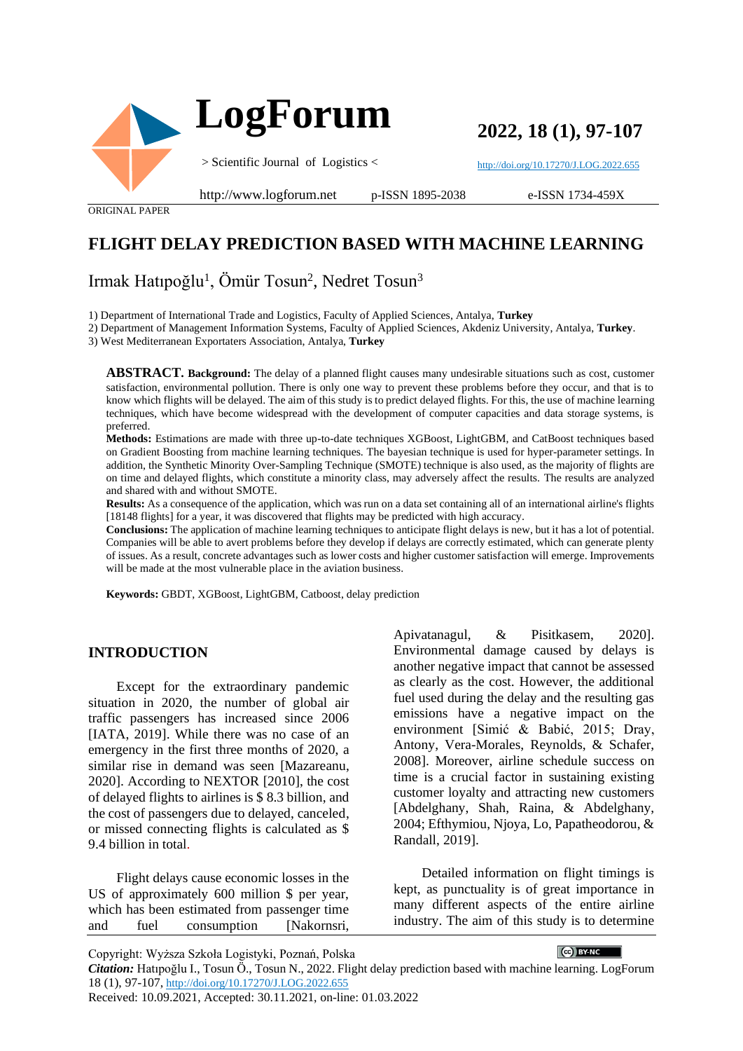ORIGINAL PAPER

# FLIGHT DELAY PREDICTION BASED WITH MACHINE LEARNING

Irmak Hatıpoğlu[1], Ömür Tosun[2], Nedret Tosun[3]

1) Department of International Trade and Logistics, Faculty of Applied Sciences, Antalya, **Turkey**
2) Department of Management Information Systems, Faculty of Applied Sciences, Akdeniz University, Antalya, **Turkey**.
3) West Mediterranean Exporters Association, Antalya, **Turkey**

**ABSTRACT. Background:** The delay of a planned flight causes many undesirable situations such as cost, customer satisfaction, environmental pollution. There is only one way to prevent these problems before they occur, and that is to know which flights will be delayed. The aim of this study is to predict delayed flights. For this, the use of machine learning techniques, which have become widespread with the development of computer capacities and data storage systems, is preferred.

**Methods:** Estimations are made with three up-to-date techniques XGBoost, LightGBM, and CatBoost techniques based on Gradient Boosting from machine learning techniques. The bayesian technique is used for hyper-parameter settings. In addition, the Synthetic Minority Over-Sampling Technique (SMOTE) technique is also used, as the majority of flights are on time and delayed flights, which constitute a minority class, may adversely affect the results. The results are analyzed and shared with and without SMOTE.

**Results:** As a consequence of the application, which was run on a data set containing all of an international airline's flights [18148 flights] for a year, it was discovered that flights may be predicted with high accuracy.

**Conclusions:** The application of machine learning techniques to anticipate flight delays is new, but it has a lot of potential. Companies will be able to avert problems before they develop if delays are correctly estimated, which can generate plenty of issues. As a result, concrete advantages such as lower costs and higher customer satisfaction will emerge. Improvements will be made at the most vulnerable place in the aviation business.

**Keywords:** GBDT, XGBoost, LightGBM, Catboost, delay prediction

## INTRODUCTION

Except for the extraordinary pandemic situation in 2020, the number of global air traffic passengers has increased since 2006 [IATA, 2019]. While there was no case of an emergency in the first three months of 2020, a similar rise in demand was seen [Mazareanu, 2020]. According to NEXTOR [2010], the cost of delayed flights to airlines is $ 8.3 billion, and the cost of passengers due to delayed, canceled, or missed connecting flights is calculated as $ 9.4 billion in total.

Flight delays cause economic losses in the US of approximately 600 million $ per year, which has been estimated from passenger time and fuel consumption [Nakornsri, Apivatanagul, & Pisitkasem, 2020]. Environmental damage caused by delays is another negative impact that cannot be assessed as clearly as the cost. However, the additional fuel used during the delay and the resulting gas emissions have a negative impact on the environment [Simić & Babić, 2015; Dray, Antony, Vera-Morales, Reynolds, & Schafer, 2008]. Moreover, airline schedule success on time is a crucial factor in sustaining existing customer loyalty and attracting new customers [Abdelghany, Shah, Raina, & Abdelghany, 2004; Efthymiou, Njoya, Lo, Papatheodorou, & Randall, 2019].

Detailed information on flight timings is kept, as punctuality is of great importance in many different aspects of the entire airline industry. The aim of this study is to determine

Copyright: Wyższa Szkoła Logistyki, Poznań, Polska

***Citation:*** Hatıpoğlu I., Tosun Ö., Tosun N., 2022. Flight delay prediction based with machine learning. LogForum 18 (1), 97-107, http://doi.org/10.17270/J.LOG.2022.655

Received: 10.09.2021, Accepted: 30.11.2021, on-line: 01.03.2022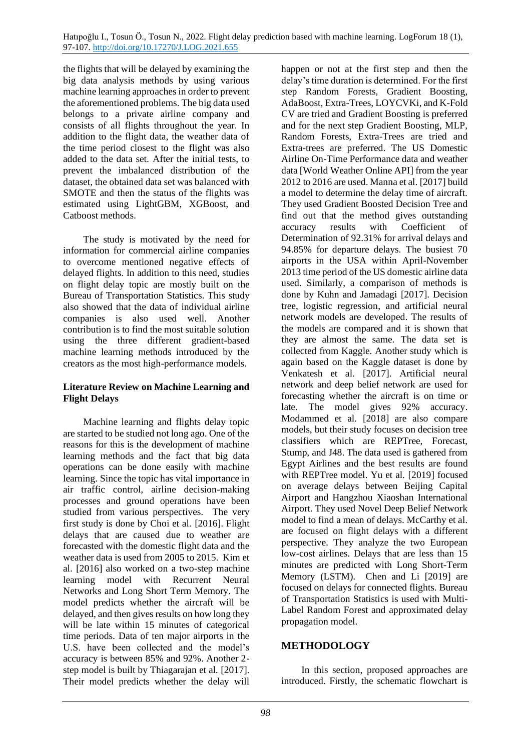the flights that will be delayed by examining the big data analysis methods by using various machine learning approaches in order to prevent the aforementioned problems. The big data used belongs to a private airline company and consists of all flights throughout the year. In addition to the flight data, the weather data of the time period closest to the flight was also added to the data set. After the initial tests, to prevent the imbalanced distribution of the dataset, the obtained data set was balanced with SMOTE and then the status of the flights was estimated using LightGBM, XGBoost, and Catboost methods.

The study is motivated by the need for information for commercial airline companies to overcome mentioned negative effects of delayed flights. In addition to this need, studies on flight delay topic are mostly built on the Bureau of Transportation Statistics. This study also showed that the data of individual airline companies is also used well. Another contribution is to find the most suitable solution using the three different gradient-based machine learning methods introduced by the creators as the most high-performance models.

**Literature Review on Machine Learning and Flight Delays**

Machine learning and flights delay topic are started to be studied not long ago. One of the reasons for this is the development of machine learning methods and the fact that big data operations can be done easily with machine learning. Since the topic has vital importance in air traffic control, airline decision-making processes and ground operations have been studied from various perspectives. The very first study is done by Choi et al. [2016]. Flight delays that are caused due to weather are forecasted with the domestic flight data and the weather data is used from 2005 to 2015. Kim et al. [2016] also worked on a two-step machine learning model with Recurrent Neural Networks and Long Short Term Memory. The model predicts whether the aircraft will be delayed, and then gives results on how long they will be late within 15 minutes of categorical time periods. Data of ten major airports in the U.S. have been collected and the model's accuracy is between 85% and 92%. Another 2-step model is built by Thiagarajan et al. [2017]. Their model predicts whether the delay will happen or not at the first step and then the delay's time duration is determined. For the first step Random Forests, Gradient Boosting, AdaBoost, Extra-Trees, LOYCVKi, and K-Fold CV are tried and Gradient Boosting is preferred and for the next step Gradient Boosting, MLP, Random Forests, Extra-Trees are tried and Extra-trees are preferred. The US Domestic Airline On-Time Performance data and weather data [World Weather Online API] from the year 2012 to 2016 are used. Manna et al. [2017] build a model to determine the delay time of aircraft. They used Gradient Boosted Decision Tree and find out that the method gives outstanding accuracy results with Coefficient of Determination of 92.31% for arrival delays and 94.85% for departure delays. The busiest 70 airports in the USA within April-November 2013 time period of the US domestic airline data used. Similarly, a comparison of methods is done by Kuhn and Jamadagi [2017]. Decision tree, logistic regression, and artificial neural network models are developed. The results of the models are compared and it is shown that they are almost the same. The data set is collected from Kaggle. Another study which is again based on the Kaggle dataset is done by Venkatesh et al. [2017]. Artificial neural network and deep belief network are used for forecasting whether the aircraft is on time or late. The model gives 92% accuracy. Modammed et al. [2018] are also compare models, but their study focuses on decision tree classifiers which are REPTree, Forecast, Stump, and J48. The data used is gathered from Egypt Airlines and the best results are found with REPTree model. Yu et al. [2019] focused on average delays between Beijing Capital Airport and Hangzhou Xiaoshan International Airport. They used Novel Deep Belief Network model to find a mean of delays. McCarthy et al. are focused on flight delays with a different perspective. They analyze the two European low-cost airlines. Delays that are less than 15 minutes are predicted with Long Short-Term Memory (LSTM). Chen and Li [2019] are focused on delays for connected flights. Bureau of Transportation Statistics is used with Multi-Label Random Forest and approximated delay propagation model.

## METHODOLOGY

In this section, proposed approaches are introduced. Firstly, the schematic flowchart is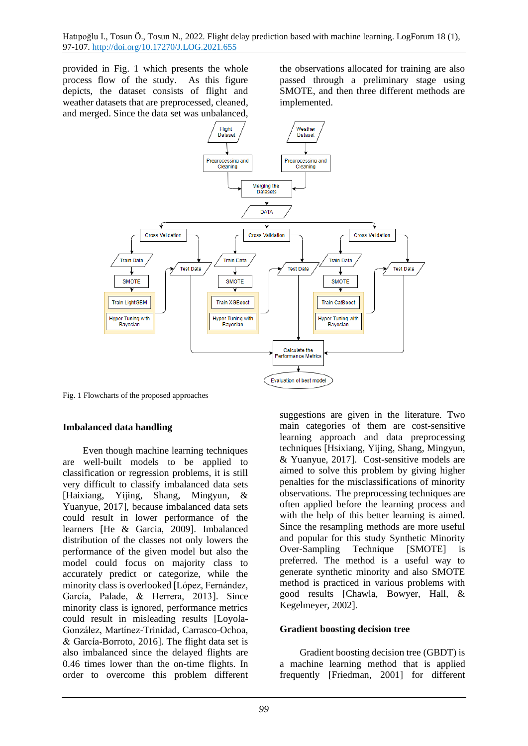provided in Fig. 1 which presents the whole process flow of the study. As this figure depicts, the dataset consists of flight and weather datasets that are preprocessed, cleaned, and merged. Since the data set was unbalanced, the observations allocated for training are also passed through a preliminary stage using SMOTE, and then three different methods are implemented.

Fig. 1 Flowcharts of the proposed approaches

## Imbalanced data handling

Even though machine learning techniques are well-built models to be applied to classification or regression problems, it is still very difficult to classify imbalanced data sets [Haixiang, Yijing, Shang, Mingyun, & Yuanyue, 2017], because imbalanced data sets could result in lower performance of the learners [He & Garcia, 2009]. Imbalanced distribution of the classes not only lowers the performance of the given model but also the model could focus on majority class to accurately predict or categorize, while the minority class is overlooked [López, Fernández, García, Palade, & Herrera, 2013]. Since minority class is ignored, performance metrics could result in misleading results [Loyola-González, Martínez-Trinidad, Carrasco-Ochoa, & García-Borroto, 2016]. The flight data set is also imbalanced since the delayed flights are 0.46 times lower than the on-time flights. In order to overcome this problem different suggestions are given in the literature. Two main categories of them are cost-sensitive learning approach and data preprocessing techniques [Hsixiang, Yijing, Shang, Mingyun, & Yuanyue, 2017]. Cost-sensitive models are aimed to solve this problem by giving higher penalties for the misclassifications of minority observations. The preprocessing techniques are often applied before the learning process and with the help of this better learning is aimed. Since the resampling methods are more useful and popular for this study Synthetic Minority Over-Sampling Technique [SMOTE] is preferred. The method is a useful way to generate synthetic minority and also SMOTE method is practiced in various problems with good results [Chawla, Bowyer, Hall, & Kegelmeyer, 2002].

## Gradient boosting decision tree

Gradient boosting decision tree (GBDT) is a machine learning method that is applied frequently [Friedman, 2001] for different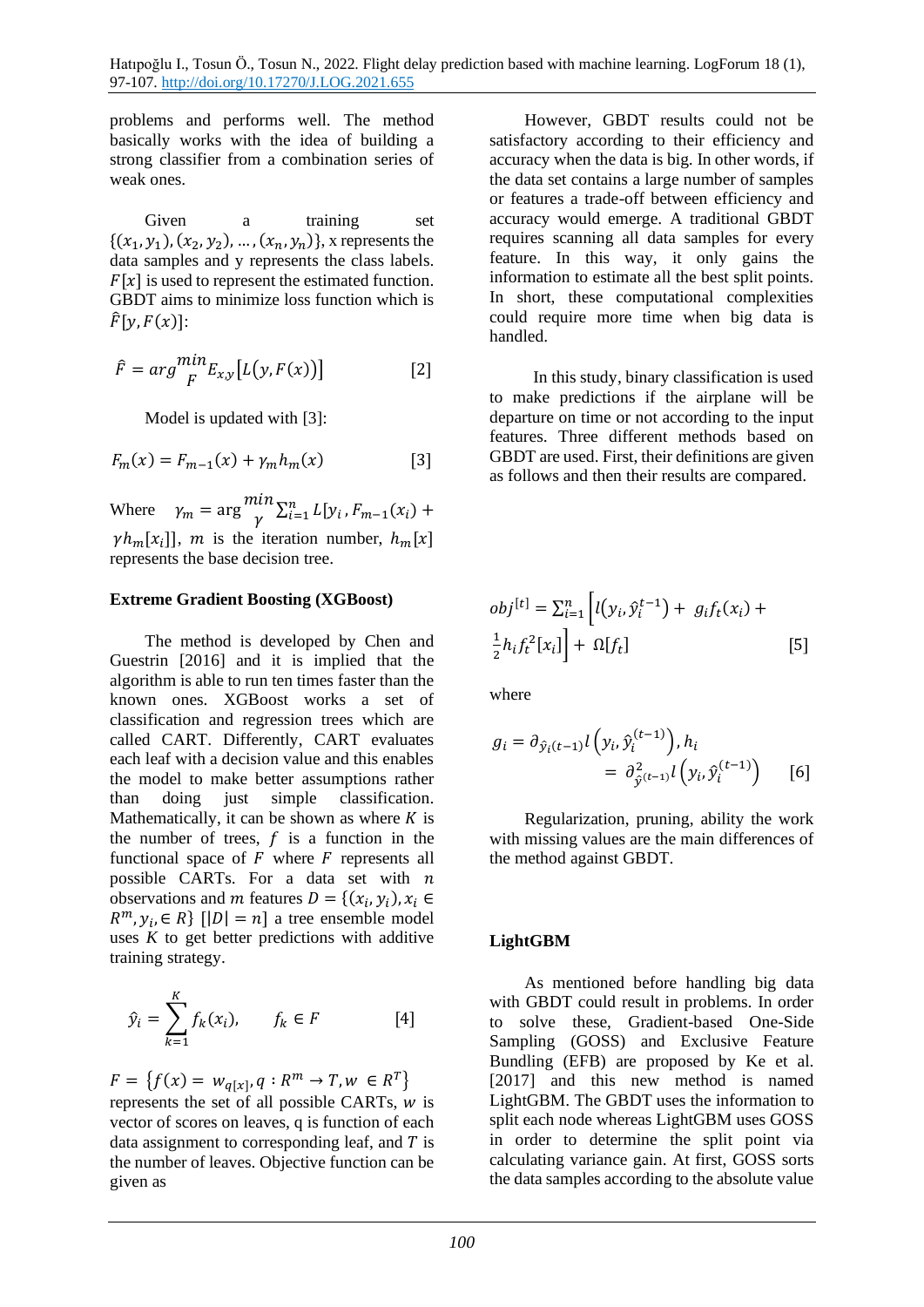problems and performs well. The method basically works with the idea of building a strong classifier from a combination series of weak ones.

Given a training set $\{(x_1, y_1), (x_2, y_2), \ldots, (x_n, y_n)\}$, x represents the data samples and y represents the class labels. $F[x]$ is used to represent the estimated function. GBDT aims to minimize loss function which is $\hat{F}[y, F(x)]$:

$$\hat{F} = arg\overset{min}{F} E_{x,y}\left[L\left(y, F(x)\right)\right] \quad [2]$$

Model is updated with [3]:

$$F_m(x) = F_{m-1}(x) + \gamma_m h_m(x) \quad [3]$$

Where $\gamma_m = \arg\overset{min}{\gamma}\sum_{i=1}^{n} L[y_i, F_{m-1}(x_i) + \gamma h_m[x_i]]$, $m$ is the iteration number, $h_m[x]$ represents the base decision tree.

**Extreme Gradient Boosting (XGBoost)**

The method is developed by Chen and Guestrin [2016] and it is implied that the algorithm is able to run ten times faster than the known ones. XGBoost works a set of classification and regression trees which are called CART. Differently, CART evaluates each leaf with a decision value and this enables the model to make better assumptions rather than doing just simple classification. Mathematically, it can be shown as where $K$ is the number of trees, $f$ is a function in the functional space of $F$ where $F$ represents all possible CARTs. For a data set with $n$ observations and $m$ features $D = \{(x_i, y_i), x_i \in R^m, y_i \in R\}$ $[|D| = n]$ a tree ensemble model uses $K$ to get better predictions with additive training strategy.

$$\hat{y}_i = \sum_{k=1}^{K} f_k(x_i), \qquad f_k \in F \quad [4]$$

$F = \{f(x) = w_{q[x]}, q: R^m \to T, w \in R^T\}$ represents the set of all possible CARTs, $w$ is vector of scores on leaves, q is function of each data assignment to corresponding leaf, and $T$ is the number of leaves. Objective function can be given as

$$obj^{[t]} = \sum_{i=1}^{n}\left[l\left(y_i, \hat{y}_i^{t-1}\right) + g_i f_t(x_i) + \frac{1}{2}h_i f_t^2[x_i]\right] + \Omega[f_t] \quad [5]$$

where

$$g_i = \partial_{\hat{y}_i(t-1)} l\left(y_i, \hat{y}_i^{(t-1)}\right), h_i = \partial^2_{\hat{y}^{(t-1)}} l\left(y_i, \hat{y}_i^{(t-1)}\right) \quad [6]$$

Regularization, pruning, ability the work with missing values are the main differences of the method against GBDT.

However, GBDT results could not be satisfactory according to their efficiency and accuracy when the data is big. In other words, if the data set contains a large number of samples or features a trade-off between efficiency and accuracy would emerge. A traditional GBDT requires scanning all data samples for every feature. In this way, it only gains the information to estimate all the best split points. In short, these computational complexities could require more time when big data is handled.

In this study, binary classification is used to make predictions if the airplane will be departure on time or not according to the input features. Three different methods based on GBDT are used. First, their definitions are given as follows and then their results are compared.

**LightGBM**

As mentioned before handling big data with GBDT could result in problems. In order to solve these, Gradient-based One-Side Sampling (GOSS) and Exclusive Feature Bundling (EFB) are proposed by Ke et al. [2017] and this new method is named LightGBM. The GBDT uses the information to split each node whereas LightGBM uses GOSS in order to determine the split point via calculating variance gain. At first, GOSS sorts the data samples according to the absolute value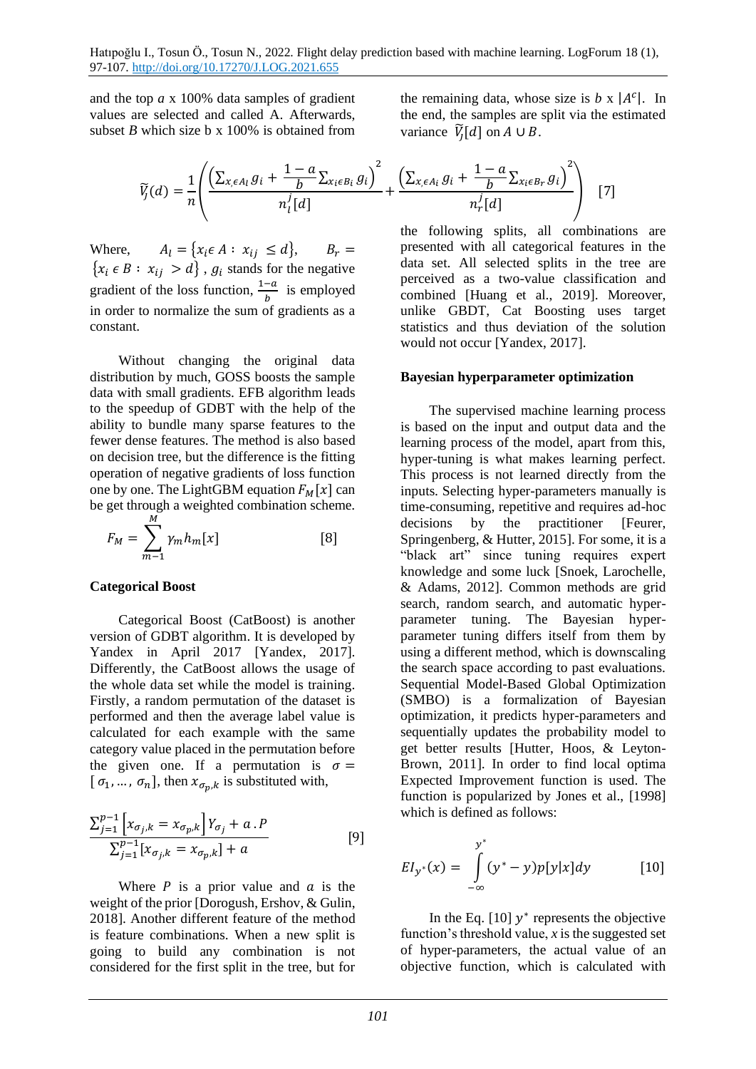and the top $a$ x 100% data samples of gradient values are selected and called A. Afterwards, subset $B$ which size b x 100% is obtained from the remaining data, whose size is $b$ x $|A^c|$. In the end, the samples are split via the estimated variance $\widetilde{V}_j[d]$ on $A \cup B$.

$$\widetilde{V}_j(d) = \frac{1}{n}\left(\frac{\left(\sum_{x_i \epsilon A_l} g_i + \frac{1-a}{b}\sum_{x_i \epsilon B_l} g_i\right)^2}{n_l^j[d]} + \frac{\left(\sum_{x_i \epsilon A_i} g_i + \frac{1-a}{b}\sum_{x_i \epsilon B_r} g_i\right)^2}{n_r^j[d]}\right) \quad [7]$$

Where, $A_l = \{x_i \epsilon A : x_{ij} \le d\}$, $B_r = \{x_i \epsilon B : x_{ij} > d\}$, $g_i$ stands for the negative gradient of the loss function, $\frac{1-a}{b}$ is employed in order to normalize the sum of gradients as a constant.

Without changing the original data distribution by much, GOSS boosts the sample data with small gradients. EFB algorithm leads to the speedup of GDBT with the help of the ability to bundle many sparse features to the fewer dense features. The method is also based on decision tree, but the difference is the fitting operation of negative gradients of loss function one by one. The LightGBM equation $F_M[x]$ can be get through a weighted combination scheme.

$$F_M = \sum_{m-1}^{M} \gamma_m h_m[x] \quad [8]$$

**Categorical Boost**

Categorical Boost (CatBoost) is another version of GDBT algorithm. It is developed by Yandex in April 2017 [Yandex, 2017]. Differently, the CatBoost allows the usage of the whole data set while the model is training. Firstly, a random permutation of the dataset is performed and then the average label value is calculated for each example with the same category value placed in the permutation before the given one. If a permutation is $\sigma = [\sigma_1, \dots, \sigma_n]$, then $x_{\sigma_p,k}$ is substituted with,

$$\frac{\sum_{j=1}^{p-1}\left[x_{\sigma_j,k} = x_{\sigma_p,k}\right] Y_{\sigma_j} + a \, . P}{\sum_{j=1}^{p-1}[x_{\sigma_j,k} = x_{\sigma_p,k}] + a} \quad [9]$$

Where $P$ is a prior value and $a$ is the weight of the prior [Dorogush, Ershov, & Gulin, 2018]. Another different feature of the method is feature combinations. When a new split is going to build any combination is not considered for the first split in the tree, but for the following splits, all combinations are presented with all categorical features in the data set. All selected splits in the tree are perceived as a two-value classification and combined [Huang et al., 2019]. Moreover, unlike GBDT, Cat Boosting uses target statistics and thus deviation of the solution would not occur [Yandex, 2017].

**Bayesian hyperparameter optimization**

The supervised machine learning process is based on the input and output data and the learning process of the model, apart from this, hyper-tuning is what makes learning perfect. This process is not learned directly from the inputs. Selecting hyper-parameters manually is time-consuming, repetitive and requires ad-hoc decisions by the practitioner [Feurer, Springenberg, & Hutter, 2015]. For some, it is a "black art" since tuning requires expert knowledge and some luck [Snoek, Larochelle, & Adams, 2012]. Common methods are grid search, random search, and automatic hyper-parameter tuning. The Bayesian hyper-parameter tuning differs itself from them by using a different method, which is downscaling the search space according to past evaluations. Sequential Model-Based Global Optimization (SMBO) is a formalization of Bayesian optimization, it predicts hyper-parameters and sequentially updates the probability model to get better results [Hutter, Hoos, & Leyton-Brown, 2011]. In order to find local optima Expected Improvement function is used. The function is popularized by Jones et al., [1998] which is defined as follows:

$$EI_{y^*}(x) = \int_{-\infty}^{y^*} (y^* - y)p[y|x]dy \quad [10]$$

In the Eq. [10] $y^*$ represents the objective function's threshold value, $x$ is the suggested set of hyper-parameters, the actual value of an objective function, which is calculated with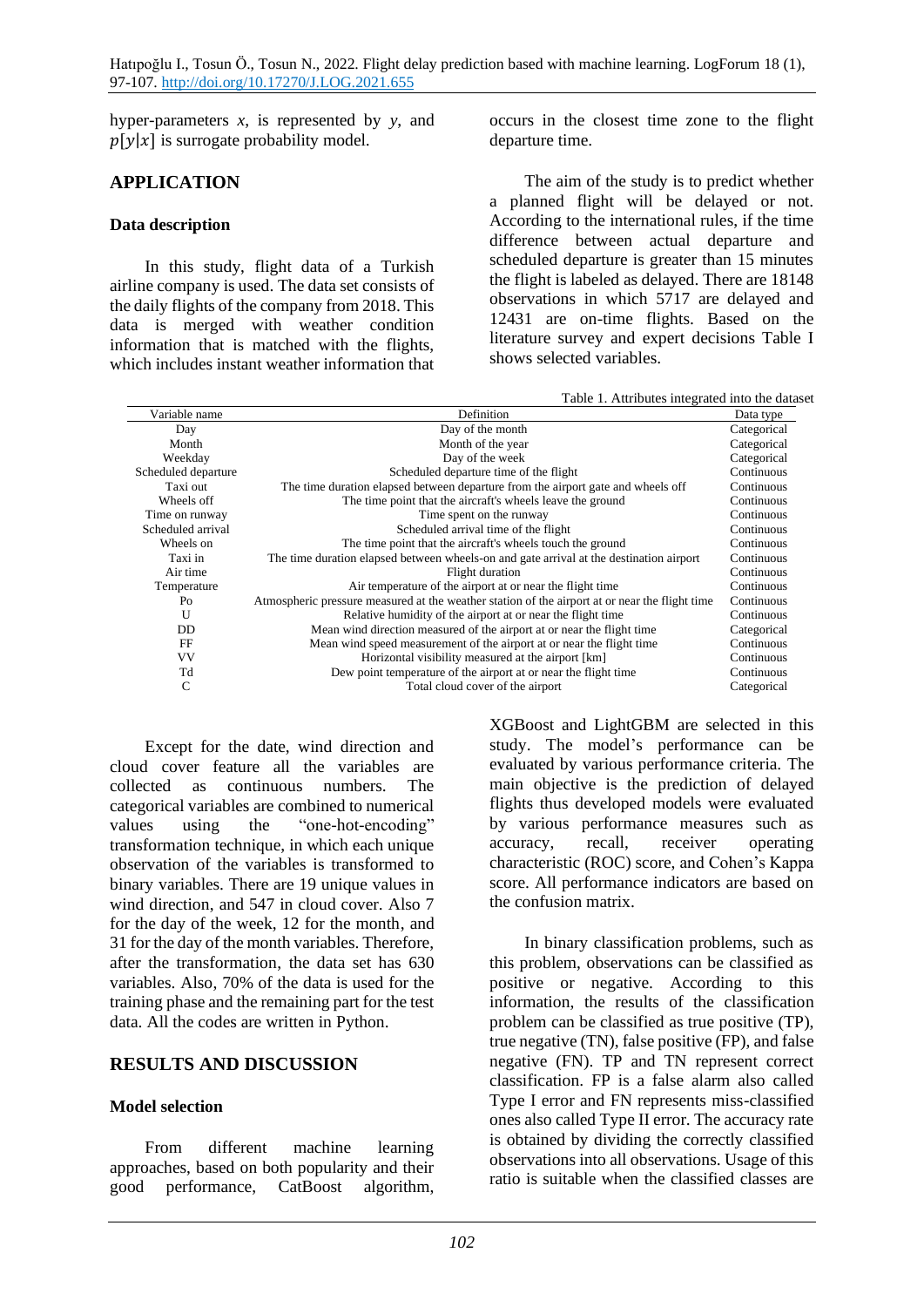hyper-parameters $x$, is represented by $y$, and $p[y|x]$ is surrogate probability model.

## APPLICATION

### Data description

In this study, flight data of a Turkish airline company is used. The data set consists of the daily flights of the company from 2018. This data is merged with weather condition information that is matched with the flights, which includes instant weather information that occurs in the closest time zone to the flight departure time.

The aim of the study is to predict whether a planned flight will be delayed or not. According to the international rules, if the time difference between actual departure and scheduled departure is greater than 15 minutes the flight is labeled as delayed. There are 18148 observations in which 5717 are delayed and 12431 are on-time flights. Based on the literature survey and expert decisions Table I shows selected variables.

Table 1. Attributes integrated into the dataset

| Variable name | Definition | Data type |
|---|---|---|
| Day | Day of the month | Categorical |
| Month | Month of the year | Categorical |
| Weekday | Day of the week | Categorical |
| Scheduled departure | Scheduled departure time of the flight | Continuous |
| Taxi out | The time duration elapsed between departure from the airport gate and wheels off | Continuous |
| Wheels off | The time point that the aircraft's wheels leave the ground | Continuous |
| Time on runway | Time spent on the runway | Continuous |
| Scheduled arrival | Scheduled arrival time of the flight | Continuous |
| Wheels on | The time point that the aircraft's wheels touch the ground | Continuous |
| Taxi in | The time duration elapsed between wheels-on and gate arrival at the destination airport | Continuous |
| Air time | Flight duration | Continuous |
| Temperature | Air temperature of the airport at or near the flight time | Continuous |
| Po | Atmospheric pressure measured at the weather station of the airport at or near the flight time | Continuous |
| U | Relative humidity of the airport at or near the flight time | Continuous |
| DD | Mean wind direction measured of the airport at or near the flight time | Categorical |
| FF | Mean wind speed measurement of the airport at or near the flight time | Continuous |
| VV | Horizontal visibility measured at the airport [km] | Continuous |
| Td | Dew point temperature of the airport at or near the flight time | Continuous |
| C | Total cloud cover of the airport | Categorical |

Except for the date, wind direction and cloud cover feature all the variables are collected as continuous numbers. The categorical variables are combined to numerical values using the "one-hot-encoding" transformation technique, in which each unique observation of the variables is transformed to binary variables. There are 19 unique values in wind direction, and 547 in cloud cover. Also 7 for the day of the week, 12 for the month, and 31 for the day of the month variables. Therefore, after the transformation, the data set has 630 variables. Also, 70% of the data is used for the training phase and the remaining part for the test data. All the codes are written in Python.

## RESULTS AND DISCUSSION

### Model selection

From different machine learning approaches, based on both popularity and their good performance, CatBoost algorithm, XGBoost and LightGBM are selected in this study. The model's performance can be evaluated by various performance criteria. The main objective is the prediction of delayed flights thus developed models were evaluated by various performance measures such as accuracy, recall, receiver operating characteristic (ROC) score, and Cohen's Kappa score. All performance indicators are based on the confusion matrix.

In binary classification problems, such as this problem, observations can be classified as positive or negative. According to this information, the results of the classification problem can be classified as true positive (TP), true negative (TN), false positive (FP), and false negative (FN). TP and TN represent correct classification. FP is a false alarm also called Type I error and FN represents miss-classified ones also called Type II error. The accuracy rate is obtained by dividing the correctly classified observations into all observations. Usage of this ratio is suitable when the classified classes are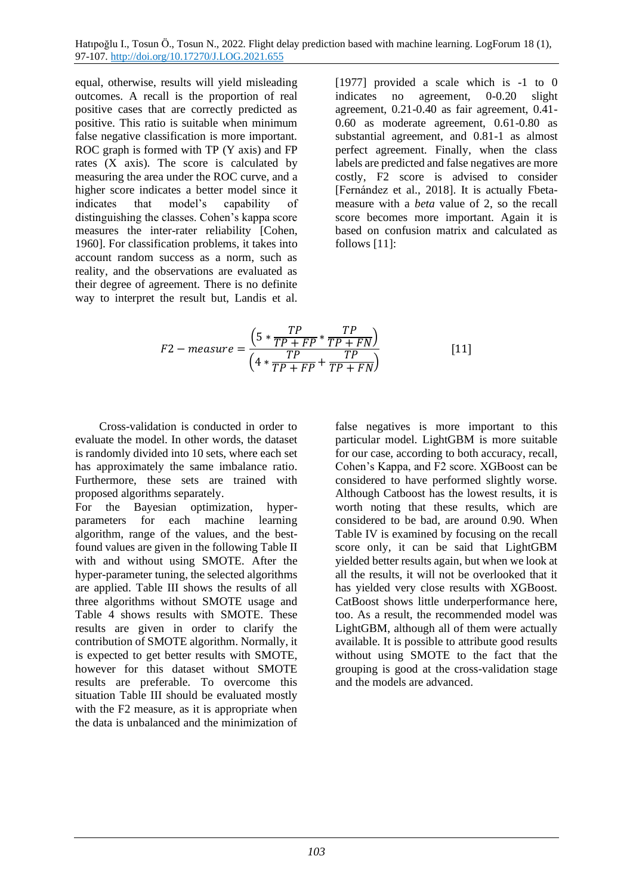equal, otherwise, results will yield misleading outcomes. A recall is the proportion of real positive cases that are correctly predicted as positive. This ratio is suitable when minimum false negative classification is more important. ROC graph is formed with TP (Y axis) and FP rates (X axis). The score is calculated by measuring the area under the ROC curve, and a higher score indicates a better model since it indicates that model's capability of distinguishing the classes. Cohen's kappa score measures the inter-rater reliability [Cohen, 1960]. For classification problems, it takes into account random success as a norm, such as reality, and the observations are evaluated as their degree of agreement. There is no definite way to interpret the result but, Landis et al. [1977] provided a scale which is -1 to 0 indicates no agreement, 0-0.20 slight agreement, 0.21-0.40 as fair agreement, 0.41-0.60 as moderate agreement, 0.61-0.80 as substantial agreement, and 0.81-1 as almost perfect agreement. Finally, when the class labels are predicted and false negatives are more costly, F2 score is advised to consider [Fernández et al., 2018]. It is actually Fbeta-measure with a *beta* value of 2, so the recall score becomes more important. Again it is based on confusion matrix and calculated as follows [11]:

$$F2-measure = \frac{\left(5 * \frac{TP}{TP+FP} * \frac{TP}{TP+FN}\right)}{\left(4 * \frac{TP}{TP+FP} + \frac{TP}{TP+FN}\right)} \qquad [11]$$

Cross-validation is conducted in order to evaluate the model. In other words, the dataset is randomly divided into 10 sets, where each set has approximately the same imbalance ratio. Furthermore, these sets are trained with proposed algorithms separately.

For the Bayesian optimization, hyper-parameters for each machine learning algorithm, range of the values, and the best-found values are given in the following Table II with and without using SMOTE. After the hyper-parameter tuning, the selected algorithms are applied. Table III shows the results of all three algorithms without SMOTE usage and Table 4 shows results with SMOTE. These results are given in order to clarify the contribution of SMOTE algorithm. Normally, it is expected to get better results with SMOTE, however for this dataset without SMOTE results are preferable. To overcome this situation Table III should be evaluated mostly with the F2 measure, as it is appropriate when the data is unbalanced and the minimization of false negatives is more important to this particular model. LightGBM is more suitable for our case, according to both accuracy, recall, Cohen's Kappa, and F2 score. XGBoost can be considered to have performed slightly worse. Although Catboost has the lowest results, it is worth noting that these results, which are considered to be bad, are around 0.90. When Table IV is examined by focusing on the recall score only, it can be said that LightGBM yielded better results again, but when we look at all the results, it will not be overlooked that it has yielded very close results with XGBoost. CatBoost shows little underperformance here, too. As a result, the recommended model was LightGBM, although all of them were actually available. It is possible to attribute good results without using SMOTE to the fact that the grouping is good at the cross-validation stage and the models are advanced.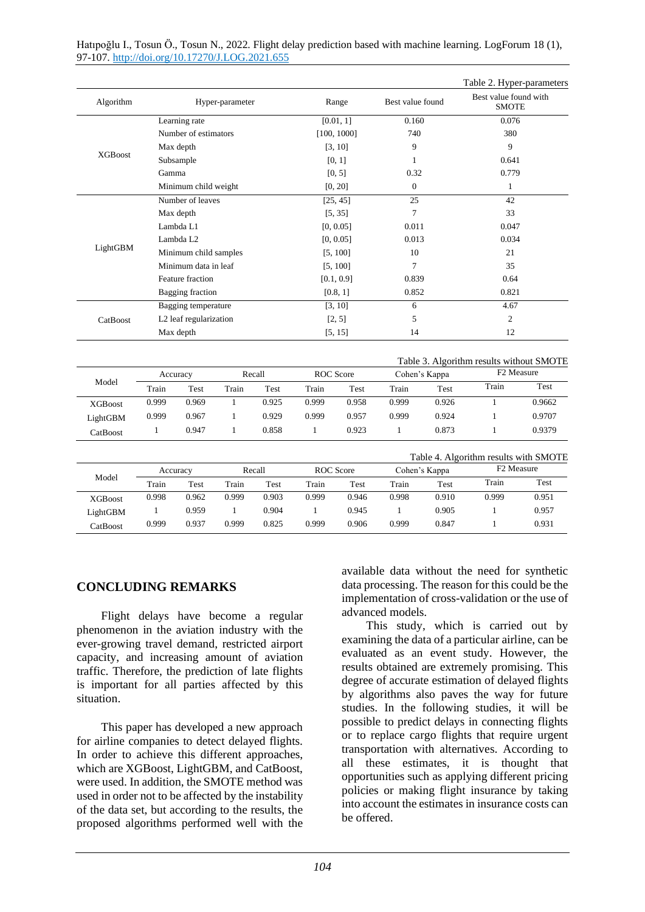Table 2. Hyper-parameters

| Algorithm | Hyper-parameter | Range | Best value found | Best value found with SMOTE |
|---|---|---|---|---|
| XGBoost | Learning rate | [0.01, 1] | 0.160 | 0.076 |
| | Number of estimators | [100, 1000] | 740 | 380 |
| | Max depth | [3, 10] | 9 | 9 |
| | Subsample | [0, 1] | 1 | 0.641 |
| | Gamma | [0, 5] | 0.32 | 0.779 |
| | Minimum child weight | [0, 20] | 0 | 1 |
| LightGBM | Number of leaves | [25, 45] | 25 | 42 |
| | Max depth | [5, 35] | 7 | 33 |
| | Lambda L1 | [0, 0.05] | 0.011 | 0.047 |
| | Lambda L2 | [0, 0.05] | 0.013 | 0.034 |
| | Minimum child samples | [5, 100] | 10 | 21 |
| | Minimum data in leaf | [5, 100] | 7 | 35 |
| | Feature fraction | [0.1, 0.9] | 0.839 | 0.64 |
| | Bagging fraction | [0.8, 1] | 0.852 | 0.821 |
| CatBoost | Bagging temperature | [3, 10] | 6 | 4.67 |
| | L2 leaf regularization | [2, 5] | 5 | 2 |
| | Max depth | [5, 15] | 14 | 12 |

Table 3. Algorithm results without SMOTE

| Model | Accuracy | | Recall | | ROC Score | | Cohen's Kappa | | F2 Measure | |
|---|---|---|---|---|---|---|---|---|---|---|
| | Train | Test | Train | Test | Train | Test | Train | Test | Train | Test |
| XGBoost | 0.999 | 0.969 | 1 | 0.925 | 0.999 | 0.958 | 0.999 | 0.926 | 1 | 0.9662 |
| LightGBM | 0.999 | 0.967 | 1 | 0.929 | 0.999 | 0.957 | 0.999 | 0.924 | 1 | 0.9707 |
| CatBoost | 1 | 0.947 | 1 | 0.858 | 1 | 0.923 | 1 | 0.873 | 1 | 0.9379 |

Table 4. Algorithm results with SMOTE

| Model | Accuracy | | Recall | | ROC Score | | Cohen's Kappa | | F2 Measure | |
|---|---|---|---|---|---|---|---|---|---|---|
| | Train | Test | Train | Test | Train | Test | Train | Test | Train | Test |
| XGBoost | 0.998 | 0.962 | 0.999 | 0.903 | 0.999 | 0.946 | 0.998 | 0.910 | 0.999 | 0.951 |
| LightGBM | 1 | 0.959 | 1 | 0.904 | 1 | 0.945 | 1 | 0.905 | 1 | 0.957 |
| CatBoost | 0.999 | 0.937 | 0.999 | 0.825 | 0.999 | 0.906 | 0.999 | 0.847 | 1 | 0.931 |

## CONCLUDING REMARKS

Flight delays have become a regular phenomenon in the aviation industry with the ever-growing travel demand, restricted airport capacity, and increasing amount of aviation traffic. Therefore, the prediction of late flights is important for all parties affected by this situation.

This paper has developed a new approach for airline companies to detect delayed flights. In order to achieve this different approaches, which are XGBoost, LightGBM, and CatBoost, were used. In addition, the SMOTE method was used in order not to be affected by the instability of the data set, but according to the results, the proposed algorithms performed well with the available data without the need for synthetic data processing. The reason for this could be the implementation of cross-validation or the use of advanced models.

This study, which is carried out by examining the data of a particular airline, can be evaluated as an event study. However, the results obtained are extremely promising. This degree of accurate estimation of delayed flights by algorithms also paves the way for future studies. In the following studies, it will be possible to predict delays in connecting flights or to replace cargo flights that require urgent transportation with alternatives. According to all these estimates, it is thought that opportunities such as applying different pricing policies or making flight insurance by taking into account the estimates in insurance costs can be offered.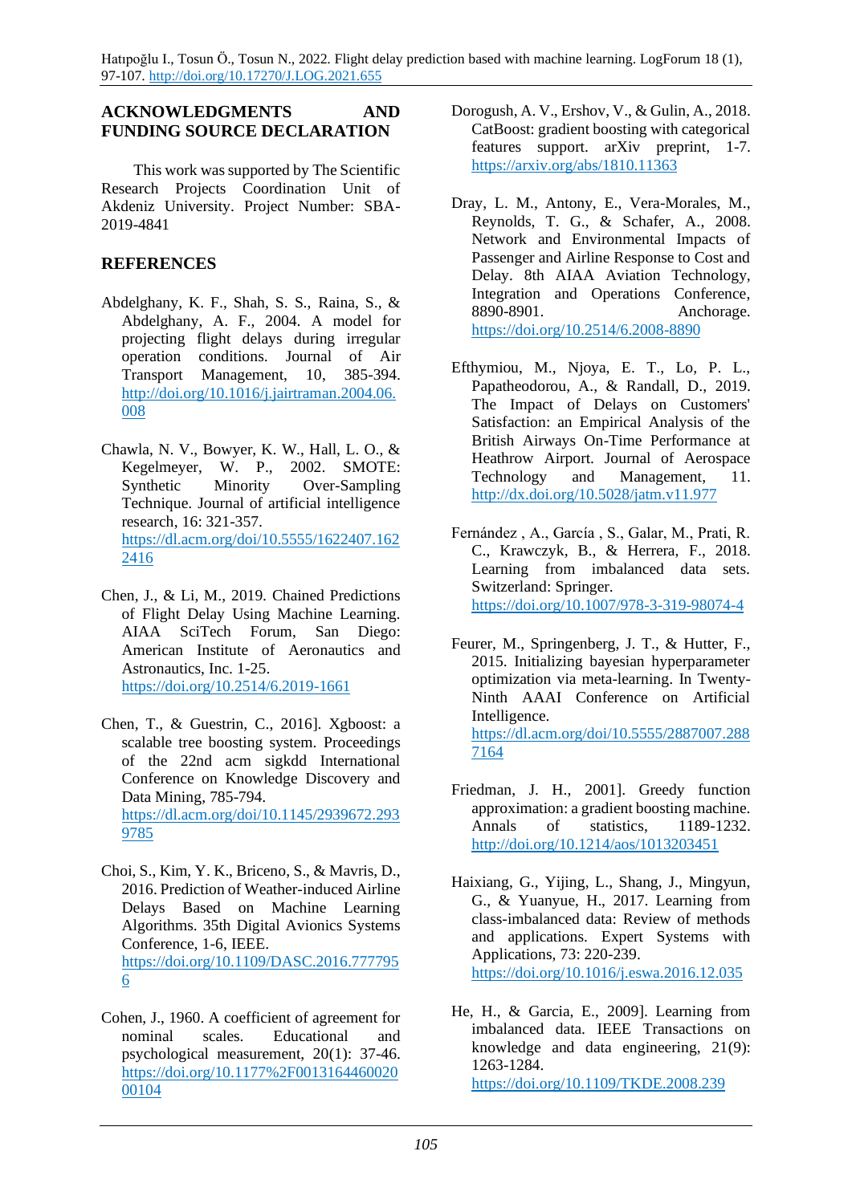## ACKNOWLEDGMENTS AND FUNDING SOURCE DECLARATION

This work was supported by The Scientific Research Projects Coordination Unit of Akdeniz University. Project Number: SBA-2019-4841

## REFERENCES

Abdelghany, K. F., Shah, S. S., Raina, S., & Abdelghany, A. F., 2004. A model for projecting flight delays during irregular operation conditions. Journal of Air Transport Management, 10, 385-394. http://doi.org/10.1016/j.jairtraman.2004.06.008

Chawla, N. V., Bowyer, K. W., Hall, L. O., & Kegelmeyer, W. P., 2002. SMOTE: Synthetic Minority Over-Sampling Technique. Journal of artificial intelligence research, 16: 321-357. https://dl.acm.org/doi/10.5555/1622407.1622416

Chen, J., & Li, M., 2019. Chained Predictions of Flight Delay Using Machine Learning. AIAA SciTech Forum, San Diego: American Institute of Aeronautics and Astronautics, Inc. 1-25. https://doi.org/10.2514/6.2019-1661

Chen, T., & Guestrin, C., 2016]. Xgboost: a scalable tree boosting system. Proceedings of the 22nd acm sigkdd International Conference on Knowledge Discovery and Data Mining, 785-794. https://dl.acm.org/doi/10.1145/2939672.2939785

Choi, S., Kim, Y. K., Briceno, S., & Mavris, D., 2016. Prediction of Weather-induced Airline Delays Based on Machine Learning Algorithms. 35th Digital Avionics Systems Conference, 1-6, IEEE. https://doi.org/10.1109/DASC.2016.7777956

Cohen, J., 1960. A coefficient of agreement for nominal scales. Educational and psychological measurement, 20(1): 37-46. https://doi.org/10.1177%2F001316446002000104

Dorogush, A. V., Ershov, V., & Gulin, A., 2018. CatBoost: gradient boosting with categorical features support. arXiv preprint, 1-7. https://arxiv.org/abs/1810.11363

Dray, L. M., Antony, E., Vera-Morales, M., Reynolds, T. G., & Schafer, A., 2008. Network and Environmental Impacts of Passenger and Airline Response to Cost and Delay. 8th AIAA Aviation Technology, Integration and Operations Conference, 8890-8901. Anchorage. https://doi.org/10.2514/6.2008-8890

Efthymiou, M., Njoya, E. T., Lo, P. L., Papatheodorou, A., & Randall, D., 2019. The Impact of Delays on Customers' Satisfaction: an Empirical Analysis of the British Airways On-Time Performance at Heathrow Airport. Journal of Aerospace Technology and Management, 11. http://dx.doi.org/10.5028/jatm.v11.977

Fernández , A., García , S., Galar, M., Prati, R. C., Krawczyk, B., & Herrera, F., 2018. Learning from imbalanced data sets. Switzerland: Springer. https://doi.org/10.1007/978-3-319-98074-4

Feurer, M., Springenberg, J. T., & Hutter, F., 2015. Initializing bayesian hyperparameter optimization via meta-learning. In Twenty-Ninth AAAI Conference on Artificial Intelligence. https://dl.acm.org/doi/10.5555/2887007.2887164

Friedman, J. H., 2001]. Greedy function approximation: a gradient boosting machine. Annals of statistics, 1189-1232. http://doi.org/10.1214/aos/1013203451

Haixiang, G., Yijing, L., Shang, J., Mingyun, G., & Yuanyue, H., 2017. Learning from class-imbalanced data: Review of methods and applications. Expert Systems with Applications, 73: 220-239. https://doi.org/10.1016/j.eswa.2016.12.035

He, H., & Garcia, E., 2009]. Learning from imbalanced data. IEEE Transactions on knowledge and data engineering, 21(9): 1263-1284. https://doi.org/10.1109/TKDE.2008.239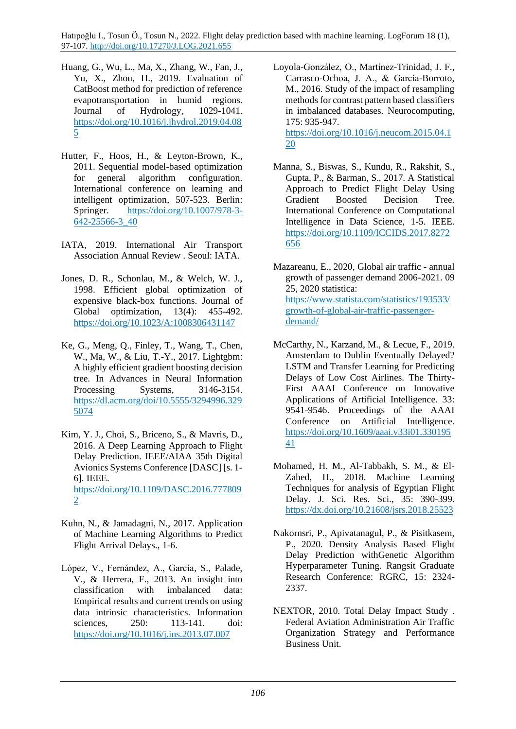Huang, G., Wu, L., Ma, X., Zhang, W., Fan, J., Yu, X., Zhou, H., 2019. Evaluation of CatBoost method for prediction of reference evapotransporation in humid regions. Journal of Hydrology, 1029-1041. https://doi.org/10.1016/j.jhydrol.2019.04.085

Hutter, F., Hoos, H., & Leyton-Brown, K., 2011. Sequential model-based optimization for general algorithm configuration. International conference on learning and intelligent optimization, 507-523. Berlin: Springer. https://doi.org/10.1007/978-3-642-25566-3_40

IATA, 2019. International Air Transport Association Annual Review . Seoul: IATA.

Jones, D. R., Schonlau, M., & Welch, W. J., 1998. Efficient global optimization of expensive black-box functions. Journal of Global optimization, 13(4): 455-492. https://doi.org/10.1023/A:1008306431147

Ke, G., Meng, Q., Finley, T., Wang, T., Chen, W., Ma, W., & Liu, T.-Y., 2017. Lightgbm: A highly efficient gradient boosting decision tree. In Advances in Neural Information Processing Systems, 3146-3154. https://dl.acm.org/doi/10.5555/3294996.3295074

Kim, Y. J., Choi, S., Briceno, S., & Mavris, D., 2016. A Deep Learning Approach to Flight Delay Prediction. IEEE/AIAA 35th Digital Avionics Systems Conference [DASC] [s. 1-6]. IEEE. https://doi.org/10.1109/DASC.2016.7778092

Kuhn, N., & Jamadagni, N., 2017. Application of Machine Learning Algorithms to Predict Flight Arrival Delays., 1-6.

López, V., Fernández, A., García, S., Palade, V., & Herrera, F., 2013. An insight into classification with imbalanced data: Empirical results and current trends on using data intrinsic characteristics. Information sciences, 250: 113-141. doi: https://doi.org/10.1016/j.ins.2013.07.007

Loyola-González, O., Martínez-Trinidad, J. F., Carrasco-Ochoa, J. A., & García-Borroto, M., 2016. Study of the impact of resampling methods for contrast pattern based classifiers in imbalanced databases. Neurocomputing, 175: 935-947. https://doi.org/10.1016/j.neucom.2015.04.120

Manna, S., Biswas, S., Kundu, R., Rakshit, S., Gupta, P., & Barman, S., 2017. A Statistical Approach to Predict Flight Delay Using Gradient Boosted Decision Tree. International Conference on Computational Intelligence in Data Science, 1-5. IEEE. https://doi.org/10.1109/ICCIDS.2017.8272656

Mazareanu, E., 2020, Global air traffic - annual growth of passenger demand 2006-2021. 09 25, 2020 statistica: https://www.statista.com/statistics/193533/growth-of-global-air-traffic-passenger-demand/

McCarthy, N., Karzand, M., & Lecue, F., 2019. Amsterdam to Dublin Eventually Delayed? LSTM and Transfer Learning for Predicting Delays of Low Cost Airlines. The Thirty-First AAAI Conference on Innovative Applications of Artificial Intelligence. 33: 9541-9546. Proceedings of the AAAI Conference on Artificial Intelligence. https://doi.org/10.1609/aaai.v33i01.330195 41

Mohamed, H. M., Al-Tabbakh, S. M., & El-Zahed, H., 2018. Machine Learning Techniques for analysis of Egyptian Flight Delay. J. Sci. Res. Sci., 35: 390-399. https://dx.doi.org/10.21608/jsrs.2018.25523

Nakornsri, P., Apivatanagul, P., & Pisitkasem, P., 2020. Density Analysis Based Flight Delay Prediction withGenetic Algorithm Hyperparameter Tuning. Rangsit Graduate Research Conference: RGRC, 15: 2324-2337.

NEXTOR, 2010. Total Delay Impact Study . Federal Aviation Administration Air Traffic Organization Strategy and Performance Business Unit.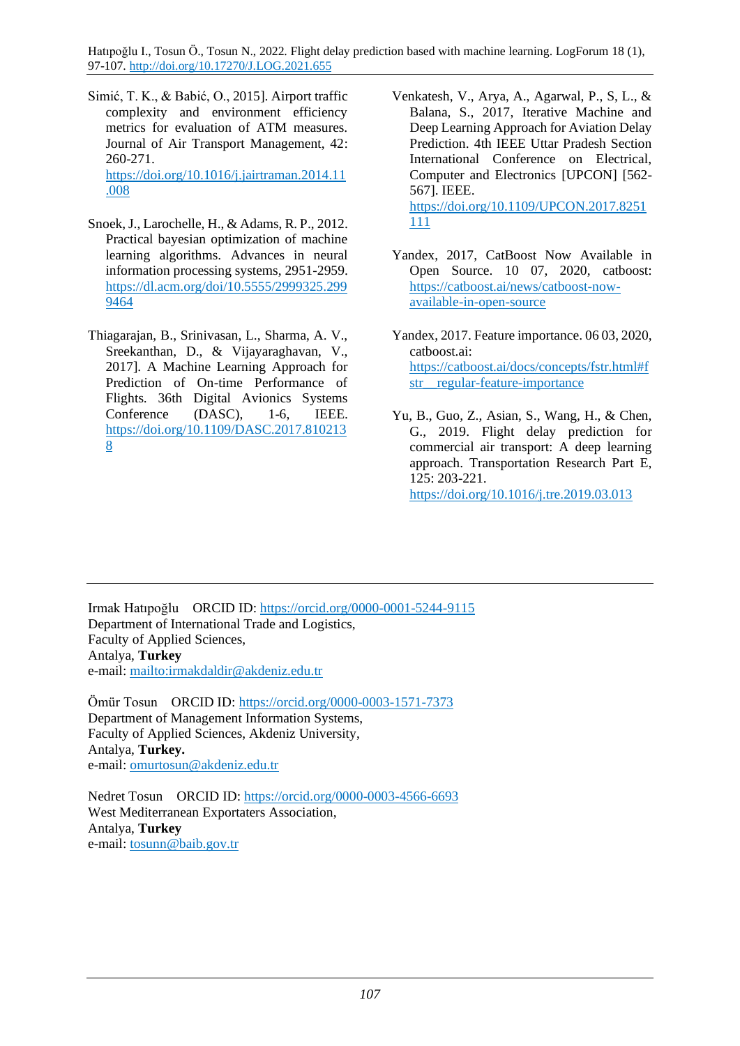Simić, T. K., & Babić, O., 2015]. Airport traffic complexity and environment efficiency metrics for evaluation of ATM measures. Journal of Air Transport Management, 42: 260-271. https://doi.org/10.1016/j.jairtraman.2014.11.008

Snoek, J., Larochelle, H., & Adams, R. P., 2012. Practical bayesian optimization of machine learning algorithms. Advances in neural information processing systems, 2951-2959. https://dl.acm.org/doi/10.5555/2999325.2999464

Thiagarajan, B., Srinivasan, L., Sharma, A. V., Sreekanthan, D., & Vijayaraghavan, V., 2017]. A Machine Learning Approach for Prediction of On-time Performance of Flights. 36th Digital Avionics Systems Conference (DASC), 1-6, IEEE. https://doi.org/10.1109/DASC.2017.8102138

Venkatesh, V., Arya, A., Agarwal, P., S, L., & Balana, S., 2017, Iterative Machine and Deep Learning Approach for Aviation Delay Prediction. 4th IEEE Uttar Pradesh Section International Conference on Electrical, Computer and Electronics [UPCON] [562-567]. IEEE. https://doi.org/10.1109/UPCON.2017.8251111

Yandex, 2017, CatBoost Now Available in Open Source. 10 07, 2020, catboost: https://catboost.ai/news/catboost-now-available-in-open-source

Yandex, 2017. Feature importance. 06 03, 2020, catboost.ai: https://catboost.ai/docs/concepts/fstr.html#fstr__regular-feature-importance

Yu, B., Guo, Z., Asian, S., Wang, H., & Chen, G., 2019. Flight delay prediction for commercial air transport: A deep learning approach. Transportation Research Part E, 125: 203-221. https://doi.org/10.1016/j.tre.2019.03.013

---

Irmak Hatıpoğlu ORCID ID: https://orcid.org/0000-0001-5244-9115
Department of International Trade and Logistics,
Faculty of Applied Sciences,
Antalya, **Turkey**
e-mail: mailto:irmakdaldir@akdeniz.edu.tr

Ömür Tosun ORCID ID: https://orcid.org/0000-0003-1571-7373
Department of Management Information Systems,
Faculty of Applied Sciences, Akdeniz University,
Antalya, **Turkey.**
e-mail: omurtosun@akdeniz.edu.tr

Nedret Tosun ORCID ID: https://orcid.org/0000-0003-4566-6693
West Mediterranean Exportaters Association,
Antalya, **Turkey**
e-mail: tosunn@baib.gov.tr